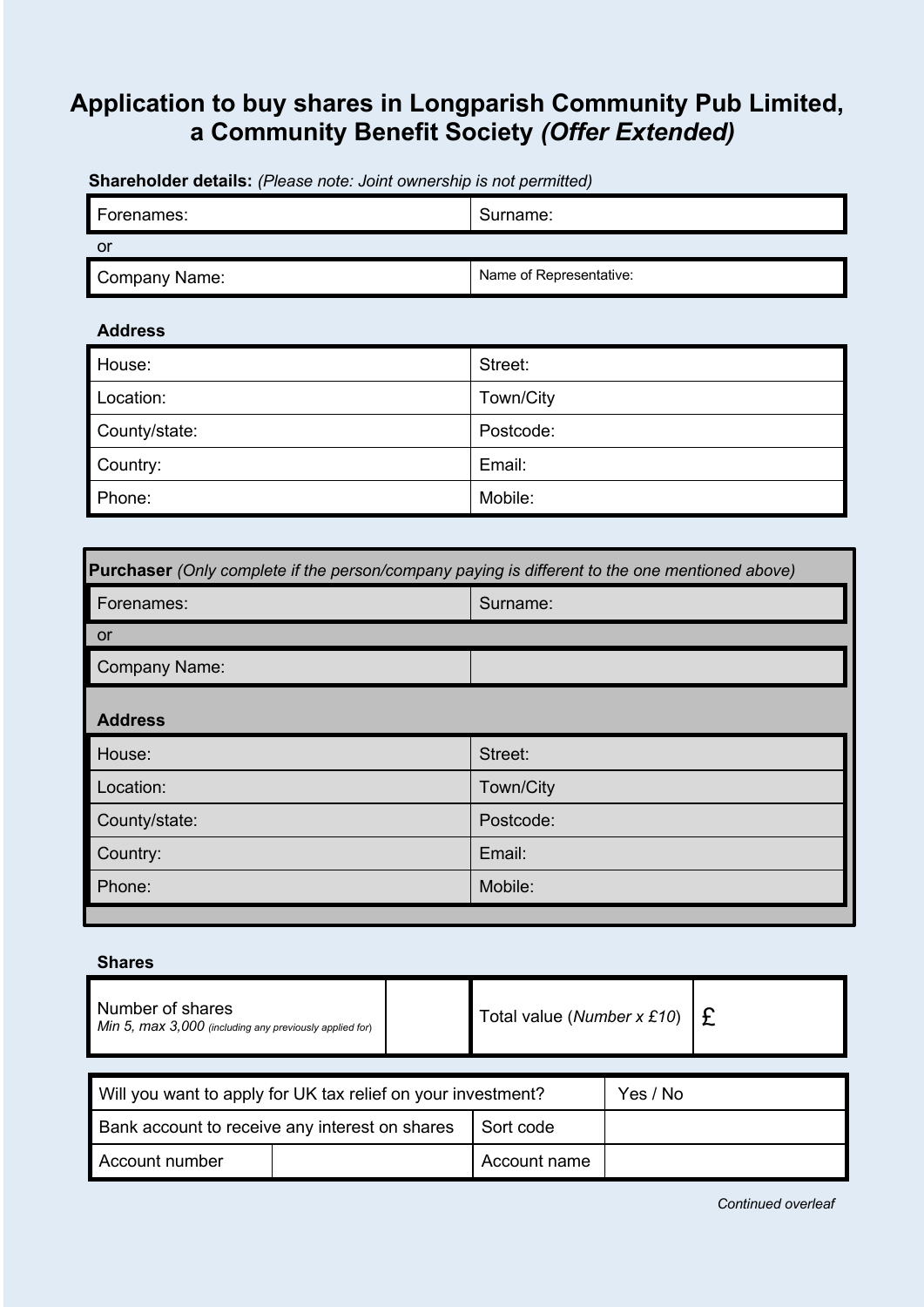# Application to buy shares in Longparish Community Pub Limited, a Community Benefit Society *(Offer Extended)*

**Shareholder details:** *(Please note: Joint ownership is not permitted)*

| | |
|---|---|
| Forenames: | Surname: |

or

| | |
|---|---|
| Company Name: | Name of Representative: |

**Address**

| | |
|---|---|
| House: | Street: |
| Location: | Town/City |
| County/state: | Postcode: |
| Country: | Email: |
| Phone: | Mobile: |

**Purchaser** *(Only complete if the person/company paying is different to the one mentioned above)*

| | |
|---|---|
| Forenames: | Surname: |

or

| | |
|---|---|
| Company Name: | |

**Address**

| | |
|---|---|
| House: | Street: |
| Location: | Town/City |
| County/state: | Postcode: |
| Country: | Email: |
| Phone: | Mobile: |

**Shares**

| | | | |
|---|---|---|---|
| Number of shares *Min 5, max 3,000 (including any previously applied for)* | | Total value (*Number x £10*) | £ |

| | | | |
|---|---|---|---|
| Will you want to apply for UK tax relief on your investment? | | | Yes / No |
| Bank account to receive any interest on shares | | Sort code | |
| Account number | | Account name | |

*Continued overleaf*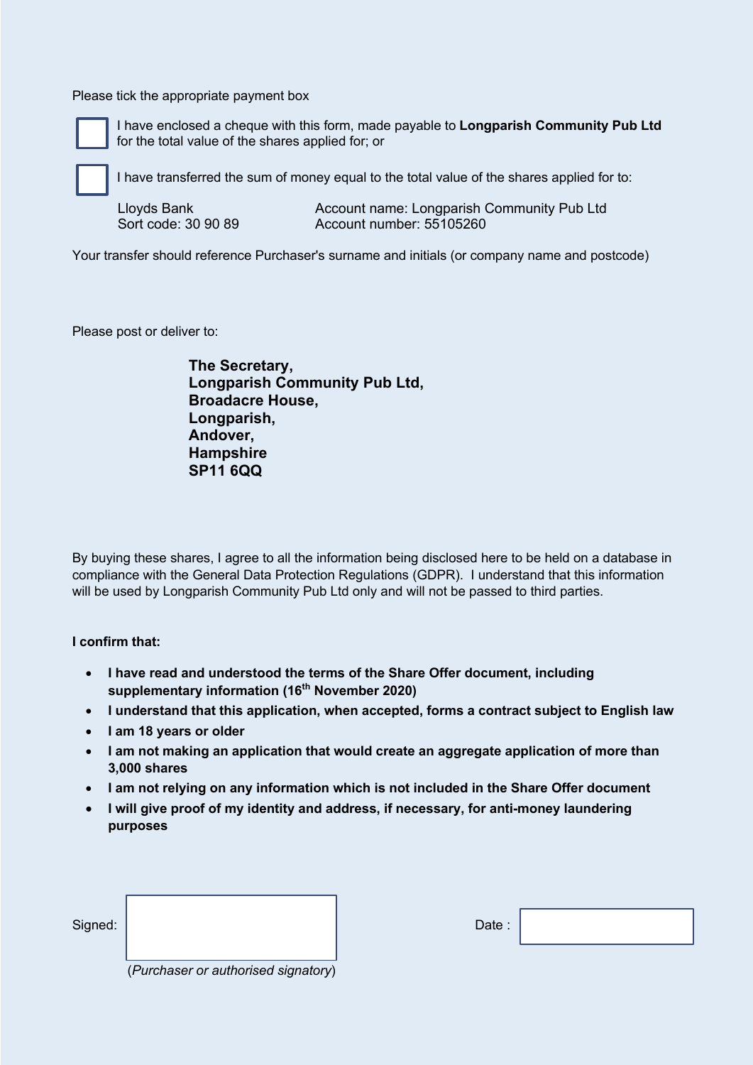Please tick the appropriate payment box

☐ I have enclosed a cheque with this form, made payable to **Longparish Community Pub Ltd** for the total value of the shares applied for; or

☐ I have transferred the sum of money equal to the total value of the shares applied for to:

| | |
|---|---|
| Lloyds Bank | Account name: Longparish Community Pub Ltd |
| Sort code: 30 90 89 | Account number: 55105260 |

Your transfer should reference Purchaser's surname and initials (or company name and postcode)

Please post or deliver to:

**The Secretary,**
**Longparish Community Pub Ltd,**
**Broadacre House,**
**Longparish,**
**Andover,**
**Hampshire**
**SP11 6QQ**

By buying these shares, I agree to all the information being disclosed here to be held on a database in compliance with the General Data Protection Regulations (GDPR). I understand that this information will be used by Longparish Community Pub Ltd only and will not be passed to third parties.

**I confirm that:**

- **I have read and understood the terms of the Share Offer document, including supplementary information (16th November 2020)**
- **I understand that this application, when accepted, forms a contract subject to English law**
- **I am 18 years or older**
- **I am not making an application that would create an aggregate application of more than 3,000 shares**
- **I am not relying on any information which is not included in the Share Offer document**
- **I will give proof of my identity and address, if necessary, for anti-money laundering purposes**

Signed: ____________________ Date : ____________________

(*Purchaser or authorised signatory*)